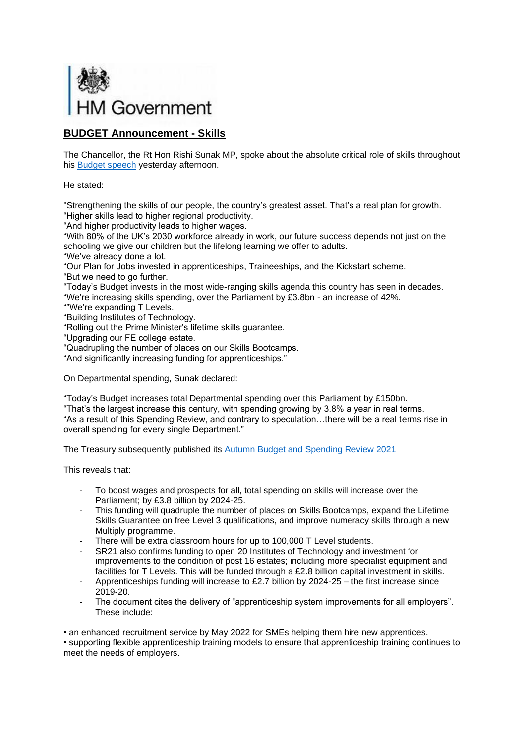HM Government

# BUDGET Announcement - Skills

The Chancellor, the Rt Hon Rishi Sunak MP, spoke about the absolute critical role of skills throughout his Budget speech yesterday afternoon.

He stated:

"Strengthening the skills of our people, the country's greatest asset. That's a real plan for growth.
"Higher skills lead to higher regional productivity.
"And higher productivity leads to higher wages.
"With 80% of the UK's 2030 workforce already in work, our future success depends not just on the schooling we give our children but the lifelong learning we offer to adults.
"We've already done a lot.
"Our Plan for Jobs invested in apprenticeships, Traineeships, and the Kickstart scheme.
"But we need to go further.
"Today's Budget invests in the most wide-ranging skills agenda this country has seen in decades.
"We're increasing skills spending, over the Parliament by £3.8bn - an increase of 42%.
""We're expanding T Levels.
"Building Institutes of Technology.
"Rolling out the Prime Minister's lifetime skills guarantee.
"Upgrading our FE college estate.
"Quadrupling the number of places on our Skills Bootcamps.
"And significantly increasing funding for apprenticeships."

On Departmental spending, Sunak declared:

"Today's Budget increases total Departmental spending over this Parliament by £150bn.
"That's the largest increase this century, with spending growing by 3.8% a year in real terms.
"As a result of this Spending Review, and contrary to speculation…there will be a real terms rise in overall spending for every single Department."

The Treasury subsequently published its Autumn Budget and Spending Review 2021

This reveals that:

- To boost wages and prospects for all, total spending on skills will increase over the Parliament; by £3.8 billion by 2024-25.
- This funding will quadruple the number of places on Skills Bootcamps, expand the Lifetime Skills Guarantee on free Level 3 qualifications, and improve numeracy skills through a new Multiply programme.
- There will be extra classroom hours for up to 100,000 T Level students.
- SR21 also confirms funding to open 20 Institutes of Technology and investment for improvements to the condition of post 16 estates; including more specialist equipment and facilities for T Levels. This will be funded through a £2.8 billion capital investment in skills.
- Apprenticeships funding will increase to £2.7 billion by 2024-25 – the first increase since 2019-20.
- The document cites the delivery of "apprenticeship system improvements for all employers". These include:

• an enhanced recruitment service by May 2022 for SMEs helping them hire new apprentices.
• supporting flexible apprenticeship training models to ensure that apprenticeship training continues to meet the needs of employers.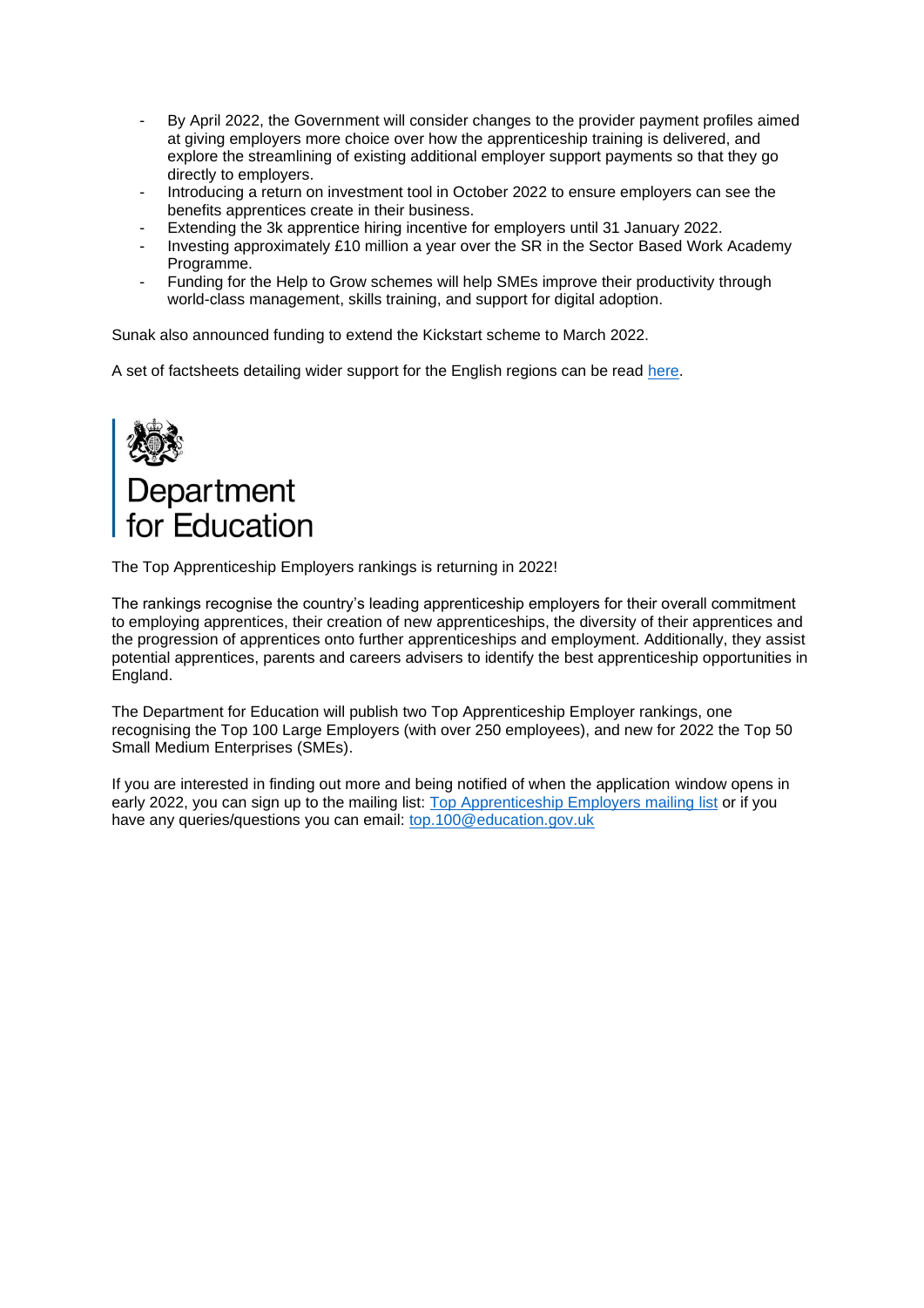- By April 2022, the Government will consider changes to the provider payment profiles aimed at giving employers more choice over how the apprenticeship training is delivered, and explore the streamlining of existing additional employer support payments so that they go directly to employers.
- Introducing a return on investment tool in October 2022 to ensure employers can see the benefits apprentices create in their business.
- Extending the 3k apprentice hiring incentive for employers until 31 January 2022.
- Investing approximately £10 million a year over the SR in the Sector Based Work Academy Programme.
- Funding for the Help to Grow schemes will help SMEs improve their productivity through world-class management, skills training, and support for digital adoption.

Sunak also announced funding to extend the Kickstart scheme to March 2022.

A set of factsheets detailing wider support for the English regions can be read [here](here).

Department for Education

The Top Apprenticeship Employers rankings is returning in 2022!

The rankings recognise the country's leading apprenticeship employers for their overall commitment to employing apprentices, their creation of new apprenticeships, the diversity of their apprentices and the progression of apprentices onto further apprenticeships and employment. Additionally, they assist potential apprentices, parents and careers advisers to identify the best apprenticeship opportunities in England.

The Department for Education will publish two Top Apprenticeship Employer rankings, one recognising the Top 100 Large Employers (with over 250 employees), and new for 2022 the Top 50 Small Medium Enterprises (SMEs).

If you are interested in finding out more and being notified of when the application window opens in early 2022, you can sign up to the mailing list: Top Apprenticeship Employers mailing list or if you have any queries/questions you can email: top.100@education.gov.uk